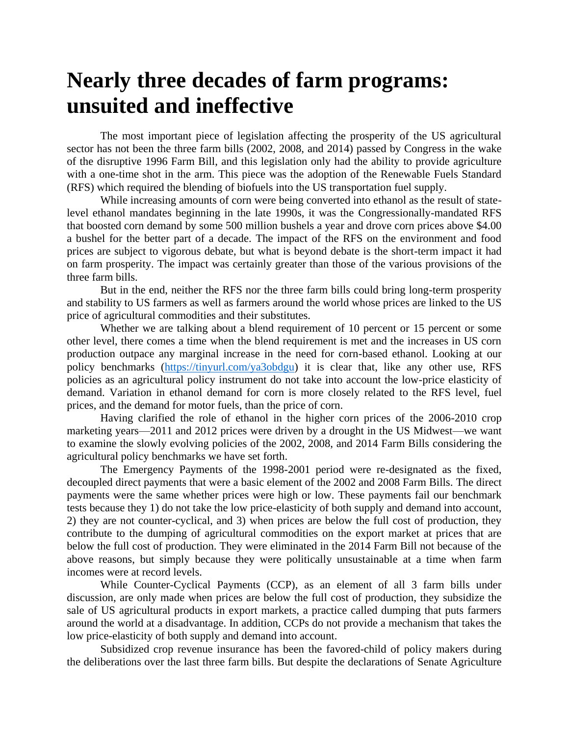# Nearly three decades of farm programs: unsuited and ineffective

The most important piece of legislation affecting the prosperity of the US agricultural sector has not been the three farm bills (2002, 2008, and 2014) passed by Congress in the wake of the disruptive 1996 Farm Bill, and this legislation only had the ability to provide agriculture with a one-time shot in the arm. This piece was the adoption of the Renewable Fuels Standard (RFS) which required the blending of biofuels into the US transportation fuel supply.

While increasing amounts of corn were being converted into ethanol as the result of state-level ethanol mandates beginning in the late 1990s, it was the Congressionally-mandated RFS that boosted corn demand by some 500 million bushels a year and drove corn prices above $4.00 a bushel for the better part of a decade. The impact of the RFS on the environment and food prices are subject to vigorous debate, but what is beyond debate is the short-term impact it had on farm prosperity. The impact was certainly greater than those of the various provisions of the three farm bills.

But in the end, neither the RFS nor the three farm bills could bring long-term prosperity and stability to US farmers as well as farmers around the world whose prices are linked to the US price of agricultural commodities and their substitutes.

Whether we are talking about a blend requirement of 10 percent or 15 percent or some other level, there comes a time when the blend requirement is met and the increases in US corn production outpace any marginal increase in the need for corn-based ethanol. Looking at our policy benchmarks ([https://tinyurl.com/ya3obdgu](https://tinyurl.com/ya3obdgu)) it is clear that, like any other use, RFS policies as an agricultural policy instrument do not take into account the low-price elasticity of demand. Variation in ethanol demand for corn is more closely related to the RFS level, fuel prices, and the demand for motor fuels, than the price of corn.

Having clarified the role of ethanol in the higher corn prices of the 2006-2010 crop marketing years—2011 and 2012 prices were driven by a drought in the US Midwest—we want to examine the slowly evolving policies of the 2002, 2008, and 2014 Farm Bills considering the agricultural policy benchmarks we have set forth.

The Emergency Payments of the 1998-2001 period were re-designated as the fixed, decoupled direct payments that were a basic element of the 2002 and 2008 Farm Bills. The direct payments were the same whether prices were high or low. These payments fail our benchmark tests because they 1) do not take the low price-elasticity of both supply and demand into account, 2) they are not counter-cyclical, and 3) when prices are below the full cost of production, they contribute to the dumping of agricultural commodities on the export market at prices that are below the full cost of production. They were eliminated in the 2014 Farm Bill not because of the above reasons, but simply because they were politically unsustainable at a time when farm incomes were at record levels.

While Counter-Cyclical Payments (CCP), as an element of all 3 farm bills under discussion, are only made when prices are below the full cost of production, they subsidize the sale of US agricultural products in export markets, a practice called dumping that puts farmers around the world at a disadvantage. In addition, CCPs do not provide a mechanism that takes the low price-elasticity of both supply and demand into account.

Subsidized crop revenue insurance has been the favored-child of policy makers during the deliberations over the last three farm bills. But despite the declarations of Senate Agriculture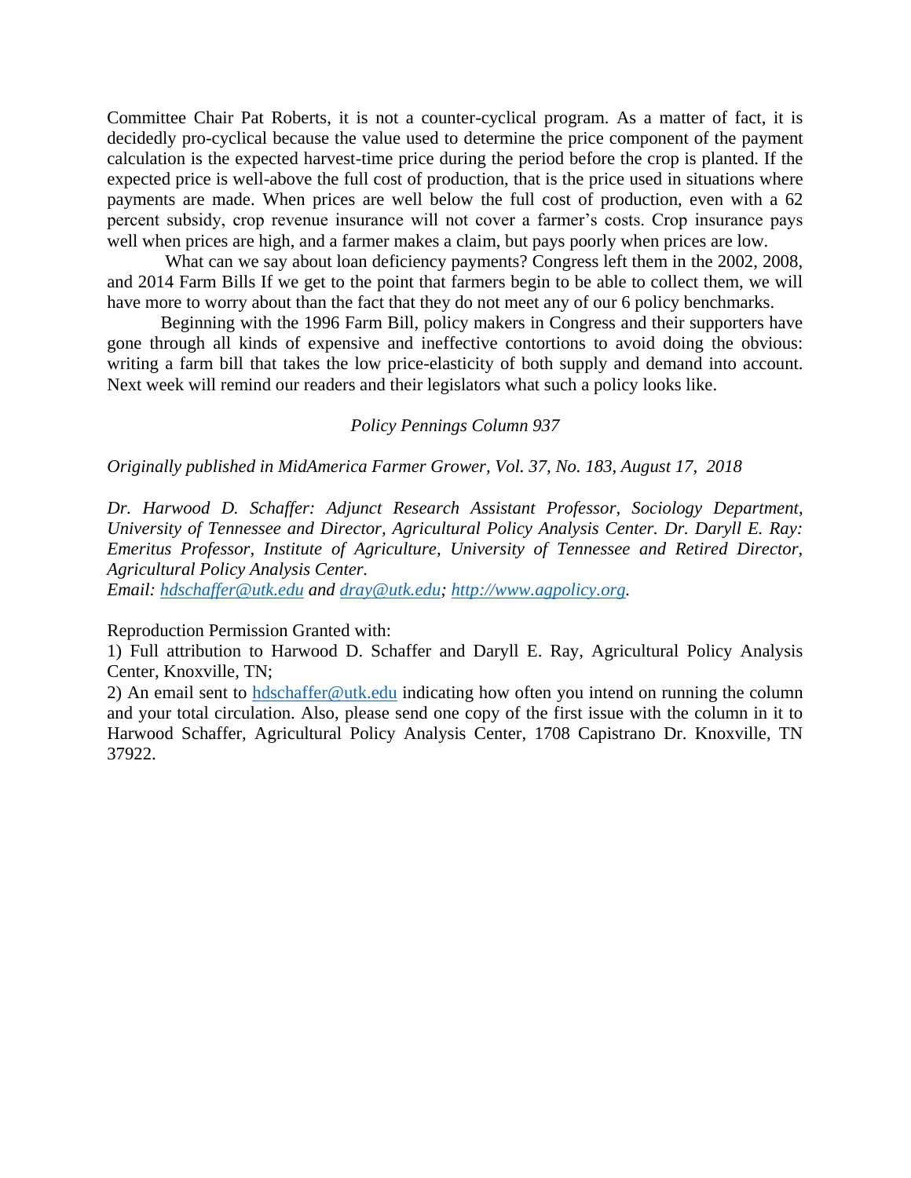Committee Chair Pat Roberts, it is not a counter-cyclical program. As a matter of fact, it is decidedly pro-cyclical because the value used to determine the price component of the payment calculation is the expected harvest-time price during the period before the crop is planted. If the expected price is well-above the full cost of production, that is the price used in situations where payments are made. When prices are well below the full cost of production, even with a 62 percent subsidy, crop revenue insurance will not cover a farmer's costs. Crop insurance pays well when prices are high, and a farmer makes a claim, but pays poorly when prices are low.

What can we say about loan deficiency payments? Congress left them in the 2002, 2008, and 2014 Farm Bills If we get to the point that farmers begin to be able to collect them, we will have more to worry about than the fact that they do not meet any of our 6 policy benchmarks.

Beginning with the 1996 Farm Bill, policy makers in Congress and their supporters have gone through all kinds of expensive and ineffective contortions to avoid doing the obvious: writing a farm bill that takes the low price-elasticity of both supply and demand into account. Next week will remind our readers and their legislators what such a policy looks like.

*Policy Pennings Column 937*

*Originally published in MidAmerica Farmer Grower, Vol. 37, No. 183, August 17, 2018*

*Dr. Harwood D. Schaffer: Adjunct Research Assistant Professor, Sociology Department, University of Tennessee and Director, Agricultural Policy Analysis Center. Dr. Daryll E. Ray: Emeritus Professor, Institute of Agriculture, University of Tennessee and Retired Director, Agricultural Policy Analysis Center.*
*Email: hdschaffer@utk.edu and dray@utk.edu; http://www.agpolicy.org.*

Reproduction Permission Granted with:
1) Full attribution to Harwood D. Schaffer and Daryll E. Ray, Agricultural Policy Analysis Center, Knoxville, TN;
2) An email sent to hdschaffer@utk.edu indicating how often you intend on running the column and your total circulation. Also, please send one copy of the first issue with the column in it to Harwood Schaffer, Agricultural Policy Analysis Center, 1708 Capistrano Dr. Knoxville, TN 37922.